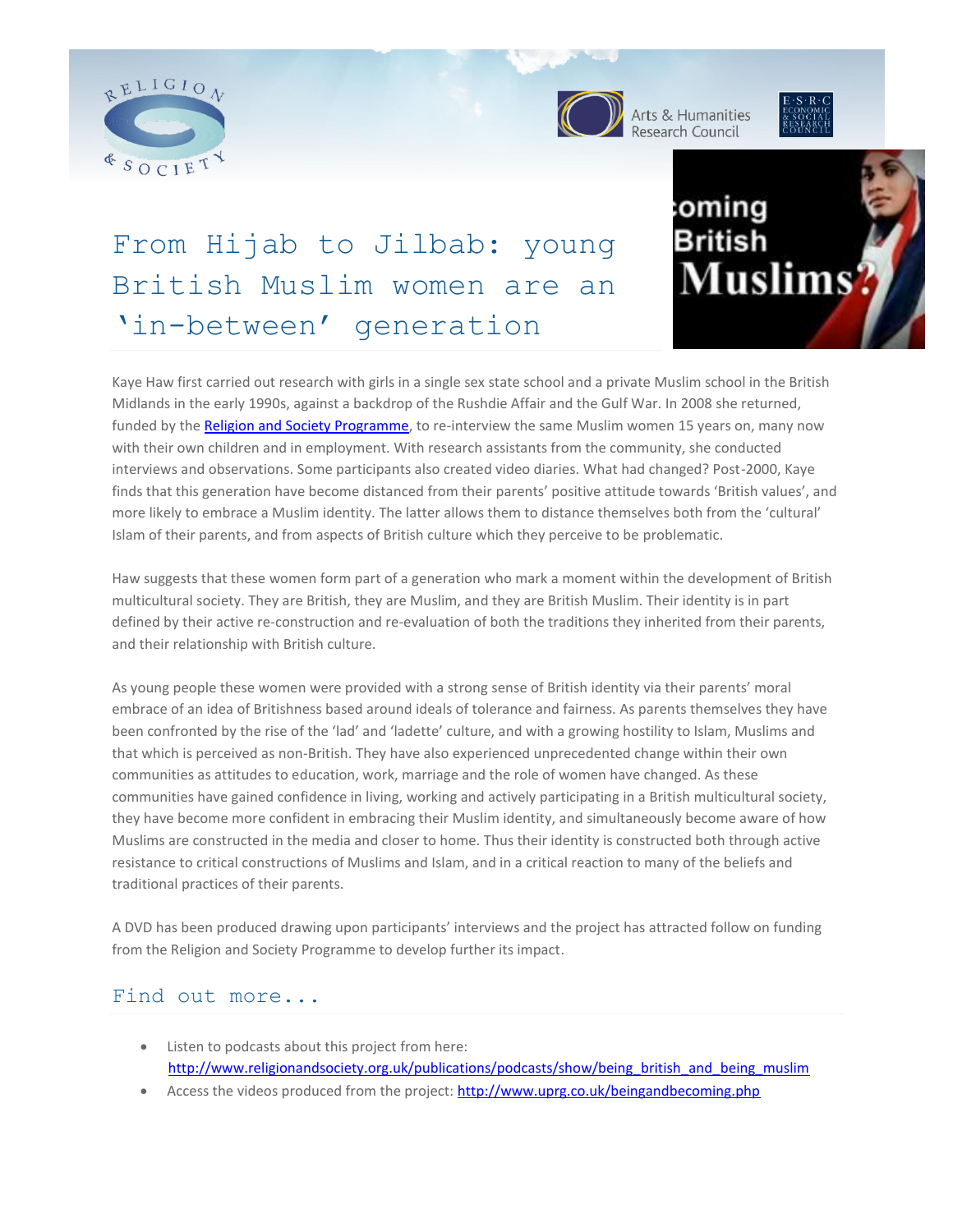# From Hijab to Jilbab: young British Muslim women are an 'in-between' generation

Kaye Haw first carried out research with girls in a single sex state school and a private Muslim school in the British Midlands in the early 1990s, against a backdrop of the Rushdie Affair and the Gulf War. In 2008 she returned, funded by the Religion and Society Programme, to re-interview the same Muslim women 15 years on, many now with their own children and in employment. With research assistants from the community, she conducted interviews and observations. Some participants also created video diaries. What had changed? Post-2000, Kaye finds that this generation have become distanced from their parents' positive attitude towards 'British values', and more likely to embrace a Muslim identity. The latter allows them to distance themselves both from the 'cultural' Islam of their parents, and from aspects of British culture which they perceive to be problematic.

Haw suggests that these women form part of a generation who mark a moment within the development of British multicultural society. They are British, they are Muslim, and they are British Muslim. Their identity is in part defined by their active re-construction and re-evaluation of both the traditions they inherited from their parents, and their relationship with British culture.

As young people these women were provided with a strong sense of British identity via their parents' moral embrace of an idea of Britishness based around ideals of tolerance and fairness. As parents themselves they have been confronted by the rise of the 'lad' and 'ladette' culture, and with a growing hostility to Islam, Muslims and that which is perceived as non-British. They have also experienced unprecedented change within their own communities as attitudes to education, work, marriage and the role of women have changed. As these communities have gained confidence in living, working and actively participating in a British multicultural society, they have become more confident in embracing their Muslim identity, and simultaneously become aware of how Muslims are constructed in the media and closer to home. Thus their identity is constructed both through active resistance to critical constructions of Muslims and Islam, and in a critical reaction to many of the beliefs and traditional practices of their parents.

A DVD has been produced drawing upon participants' interviews and the project has attracted follow on funding from the Religion and Society Programme to develop further its impact.

## Find out more...

- Listen to podcasts about this project from here: http://www.religionandsociety.org.uk/publications/podcasts/show/being_british_and_being_muslim
- Access the videos produced from the project: http://www.uprg.co.uk/beingandbecoming.php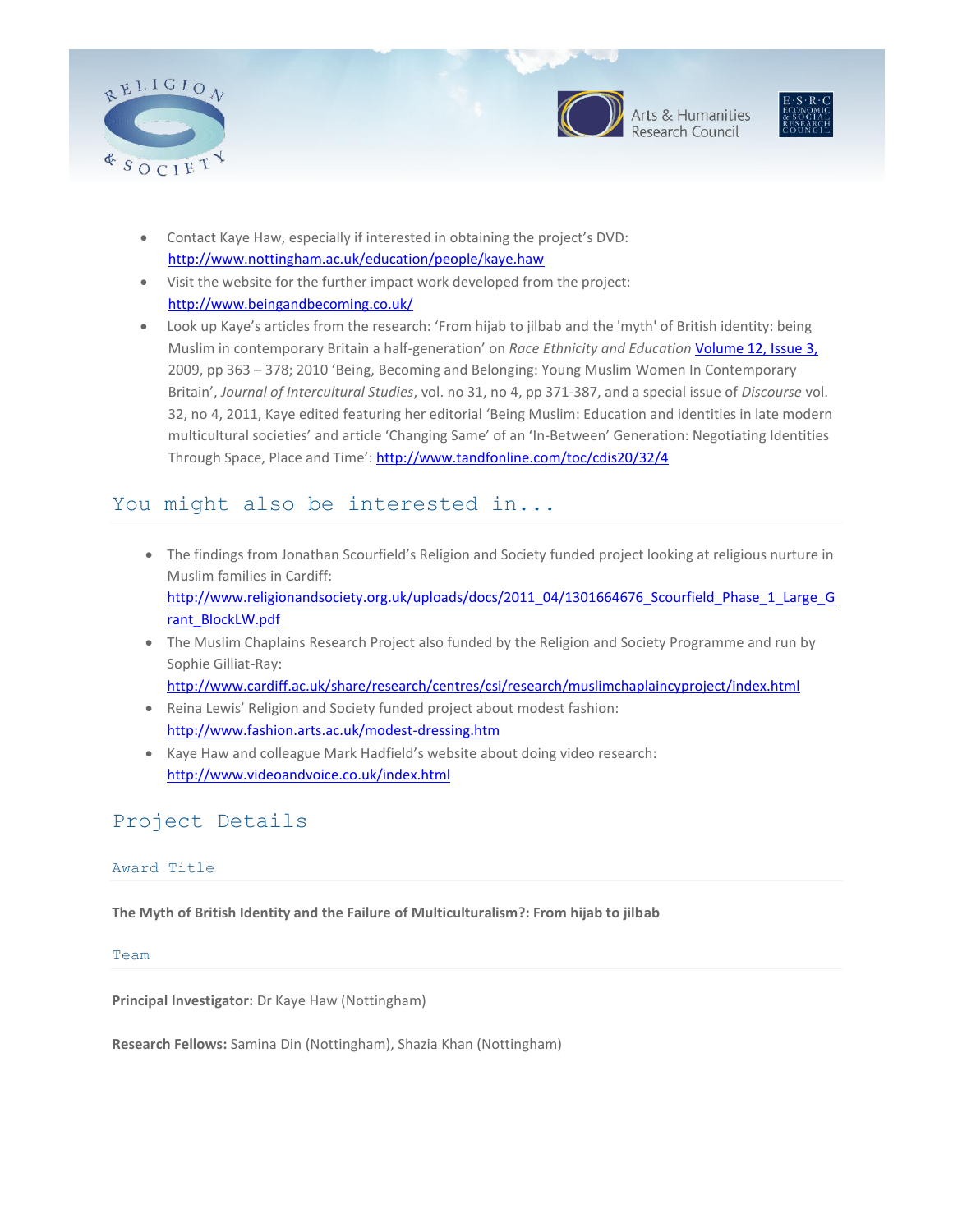- Contact Kaye Haw, especially if interested in obtaining the project's DVD: http://www.nottingham.ac.uk/education/people/kaye.haw
- Visit the website for the further impact work developed from the project: http://www.beingandbecoming.co.uk/
- Look up Kaye's articles from the research: 'From hijab to jilbab and the 'myth' of British identity: being Muslim in contemporary Britain a half-generation' on *Race Ethnicity and Education* Volume 12, Issue 3, 2009, pp 363 – 378; 2010 'Being, Becoming and Belonging: Young Muslim Women In Contemporary Britain', *Journal of Intercultural Studies*, vol. no 31, no 4, pp 371-387, and a special issue of *Discourse* vol. 32, no 4, 2011, Kaye edited featuring her editorial 'Being Muslim: Education and identities in late modern multicultural societies' and article 'Changing Same' of an 'In-Between' Generation: Negotiating Identities Through Space, Place and Time': http://www.tandfonline.com/toc/cdis20/32/4

## You might also be interested in...

- The findings from Jonathan Scourfield's Religion and Society funded project looking at religious nurture in Muslim families in Cardiff: http://www.religionandsociety.org.uk/uploads/docs/2011_04/1301664676_Scourfield_Phase_1_Large_Grant_BlockLW.pdf
- The Muslim Chaplains Research Project also funded by the Religion and Society Programme and run by Sophie Gilliat-Ray: http://www.cardiff.ac.uk/share/research/centres/csi/research/muslimchaplaincyproject/index.html
- Reina Lewis' Religion and Society funded project about modest fashion: http://www.fashion.arts.ac.uk/modest-dressing.htm
- Kaye Haw and colleague Mark Hadfield's website about doing video research: http://www.videoandvoice.co.uk/index.html

## Project Details

### Award Title

**The Myth of British Identity and the Failure of Multiculturalism?: From hijab to jilbab**

### Team

**Principal Investigator:** Dr Kaye Haw (Nottingham)

**Research Fellows:** Samina Din (Nottingham), Shazia Khan (Nottingham)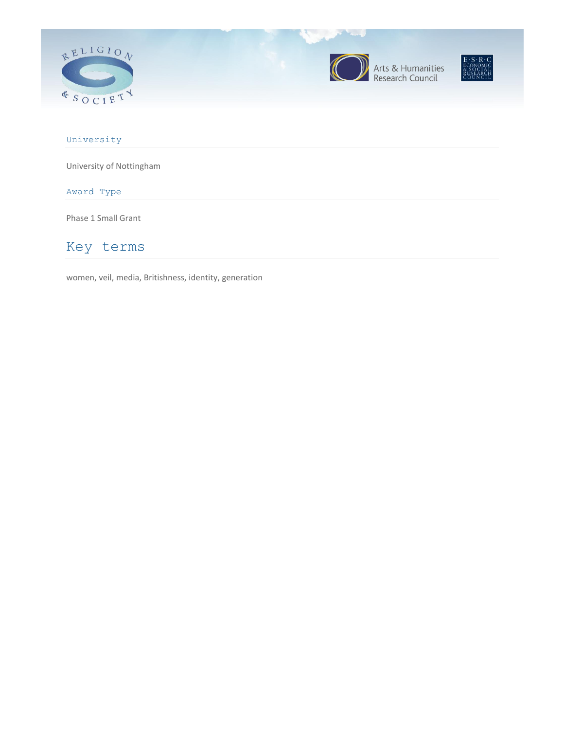### University

University of Nottingham

### Award Type

Phase 1 Small Grant

## Key terms

women, veil, media, Britishness, identity, generation